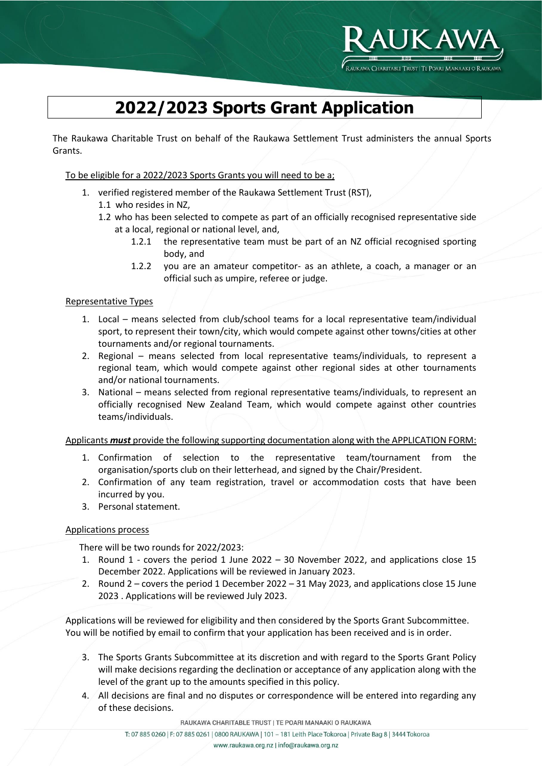# 2022/2023 Sports Grant Application

The Raukawa Charitable Trust on behalf of the Raukawa Settlement Trust administers the annual Sports Grants.

To be eligible for a 2022/2023 Sports Grants you will need to be a;

1. verified registered member of the Raukawa Settlement Trust (RST),
   - 1.1 who resides in NZ,
   - 1.2 who has been selected to compete as part of an officially recognised representative side at a local, regional or national level, and,
     - 1.2.1 the representative team must be part of an NZ official recognised sporting body, and
     - 1.2.2 you are an amateur competitor- as an athlete, a coach, a manager or an official such as umpire, referee or judge.

Representative Types

1. Local – means selected from club/school teams for a local representative team/individual sport, to represent their town/city, which would compete against other towns/cities at other tournaments and/or regional tournaments.
2. Regional – means selected from local representative teams/individuals, to represent a regional team, which would compete against other regional sides at other tournaments and/or national tournaments.
3. National – means selected from regional representative teams/individuals, to represent an officially recognised New Zealand Team, which would compete against other countries teams/individuals.

Applicants ***must*** provide the following supporting documentation along with the APPLICATION FORM:

1. Confirmation of selection to the representative team/tournament from the organisation/sports club on their letterhead, and signed by the Chair/President.
2. Confirmation of any team registration, travel or accommodation costs that have been incurred by you.
3. Personal statement.

Applications process

There will be two rounds for 2022/2023:

1. Round 1 - covers the period 1 June 2022 – 30 November 2022, and applications close 15 December 2022. Applications will be reviewed in January 2023.
2. Round 2 – covers the period 1 December 2022 – 31 May 2023, and applications close 15 June 2023 . Applications will be reviewed July 2023.

Applications will be reviewed for eligibility and then considered by the Sports Grant Subcommittee. You will be notified by email to confirm that your application has been received and is in order.

3. The Sports Grants Subcommittee at its discretion and with regard to the Sports Grant Policy will make decisions regarding the declination or acceptance of any application along with the level of the grant up to the amounts specified in this policy.
4. All decisions are final and no disputes or correspondence will be entered into regarding any of these decisions.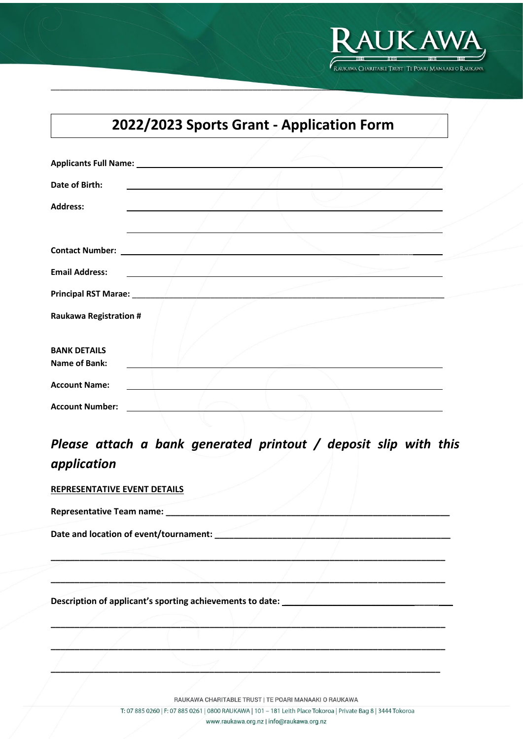# 2022/2023 Sports Grant - Application Form

**Applicants Full Name:** ______________________________________________

**Date of Birth:** ______________________________________________

**Address:** ______________________________________________

______________________________________________

**Contact Number:** ______________________________________________

**Email Address:** ______________________________________________

**Principal RST Marae:** ______________________________________________

**Raukawa Registration #**

**BANK DETAILS**

**Name of Bank:** ______________________________________________

**Account Name:** ______________________________________________

**Account Number:** ______________________________________________

## *Please attach a bank generated printout / deposit slip with this application*

**REPRESENTATIVE EVENT DETAILS**

**Representative Team name:** ______________________________________________

**Date and location of event/tournament:** ______________________________________________

______________________________________________

______________________________________________

**Description of applicant's sporting achievements to date:** ______________________________________________

______________________________________________

______________________________________________

______________________________________________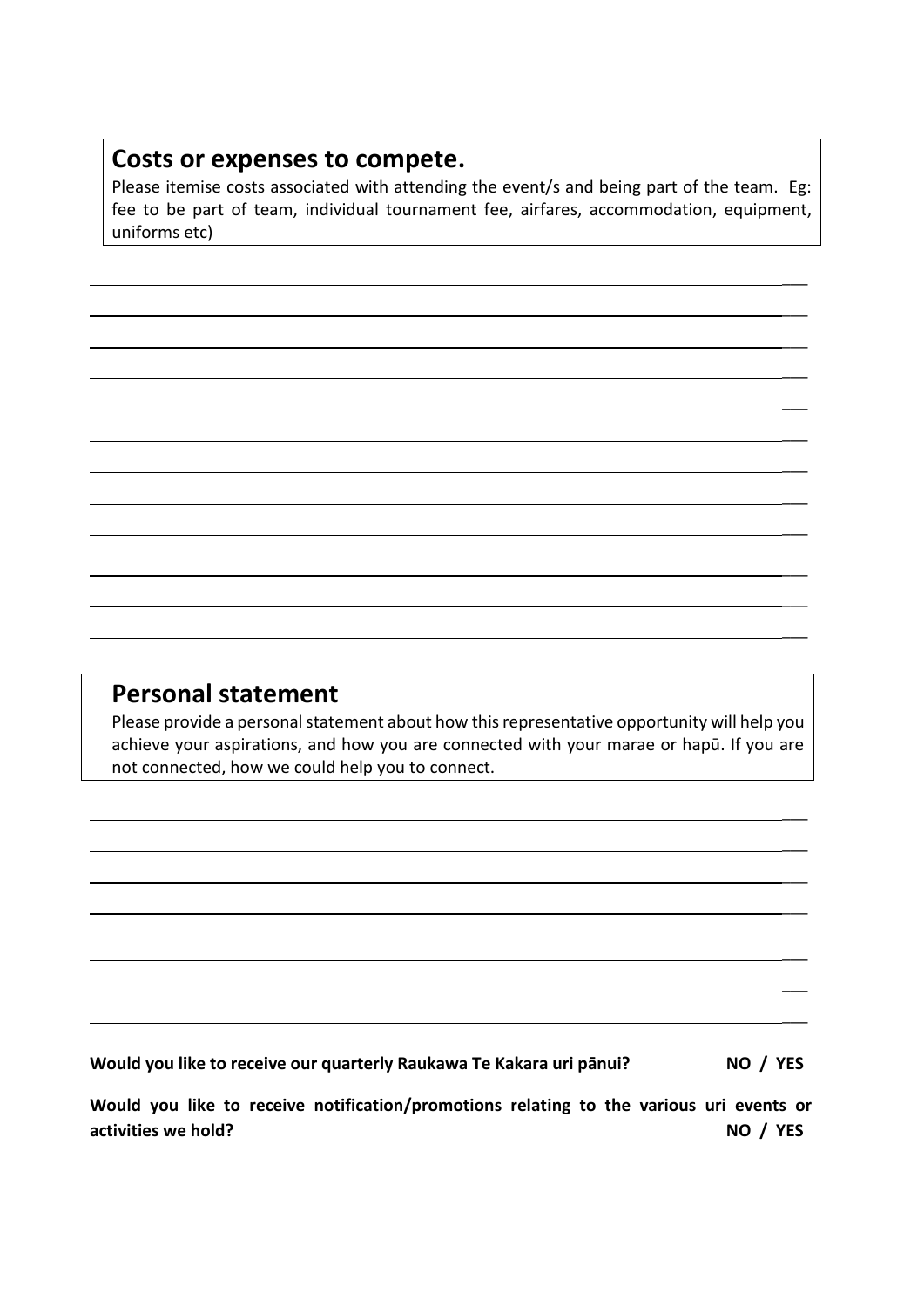## Costs or expenses to compete.

Please itemise costs associated with attending the event/s and being part of the team. Eg: fee to be part of team, individual tournament fee, airfares, accommodation, equipment, uniforms etc)

______________________________________________________________________________

______________________________________________________________________________

______________________________________________________________________________

______________________________________________________________________________

______________________________________________________________________________

______________________________________________________________________________

______________________________________________________________________________

______________________________________________________________________________

______________________________________________________________________________

______________________________________________________________________________

______________________________________________________________________________

______________________________________________________________________________

## Personal statement

Please provide a personal statement about how this representative opportunity will help you achieve your aspirations, and how you are connected with your marae or hapū. If you are not connected, how we could help you to connect.

______________________________________________________________________________

______________________________________________________________________________

______________________________________________________________________________

______________________________________________________________________________

______________________________________________________________________________

______________________________________________________________________________

______________________________________________________________________________

**Would you like to receive our quarterly Raukawa Te Kakara uri pānui? NO / YES**

**Would you like to receive notification/promotions relating to the various uri events or activities we hold? NO / YES**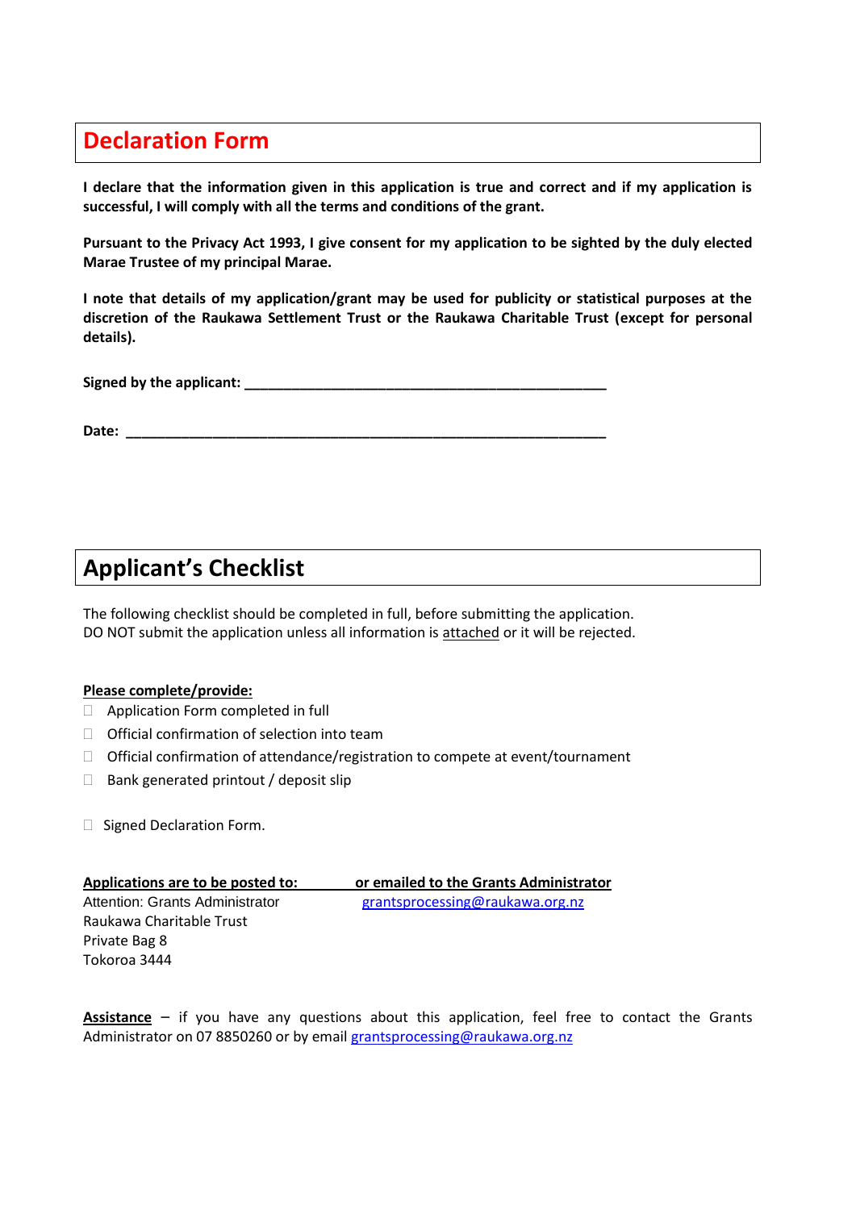## Declaration Form

**I declare that the information given in this application is true and correct and if my application is successful, I will comply with all the terms and conditions of the grant.**

**Pursuant to the Privacy Act 1993, I give consent for my application to be sighted by the duly elected Marae Trustee of my principal Marae.**

**I note that details of my application/grant may be used for publicity or statistical purposes at the discretion of the Raukawa Settlement Trust or the Raukawa Charitable Trust (except for personal details).**

**Signed by the applicant: \_\_\_\_\_\_\_\_\_\_\_\_\_\_\_\_\_\_\_\_\_\_\_\_\_\_\_\_\_\_\_\_\_\_\_\_\_\_\_\_\_\_\_\_\_\_\_\_**

**Date: \_\_\_\_\_\_\_\_\_\_\_\_\_\_\_\_\_\_\_\_\_\_\_\_\_\_\_\_\_\_\_\_\_\_\_\_\_\_\_\_\_\_\_\_\_\_\_\_\_\_\_\_\_\_\_\_\_\_\_\_\_\_**

## Applicant's Checklist

The following checklist should be completed in full, before submitting the application.
DO NOT submit the application unless all information is <u>attached</u> or it will be rejected.

**<u>Please complete/provide:</u>**

- ☐ Application Form completed in full
- ☐ Official confirmation of selection into team
- ☐ Official confirmation of attendance/registration to compete at event/tournament
- ☐ Bank generated printout / deposit slip

- ☐ Signed Declaration Form.

**<u>Applications are to be posted to:</u>**
Attention: Grants Administrator
Raukawa Charitable Trust
Private Bag 8
Tokoroa 3444

**<u>or emailed to the Grants Administrator</u>**
grantsprocessing@raukawa.org.nz

**<u>Assistance</u>** – if you have any questions about this application, feel free to contact the Grants Administrator on 07 8850260 or by email grantsprocessing@raukawa.org.nz